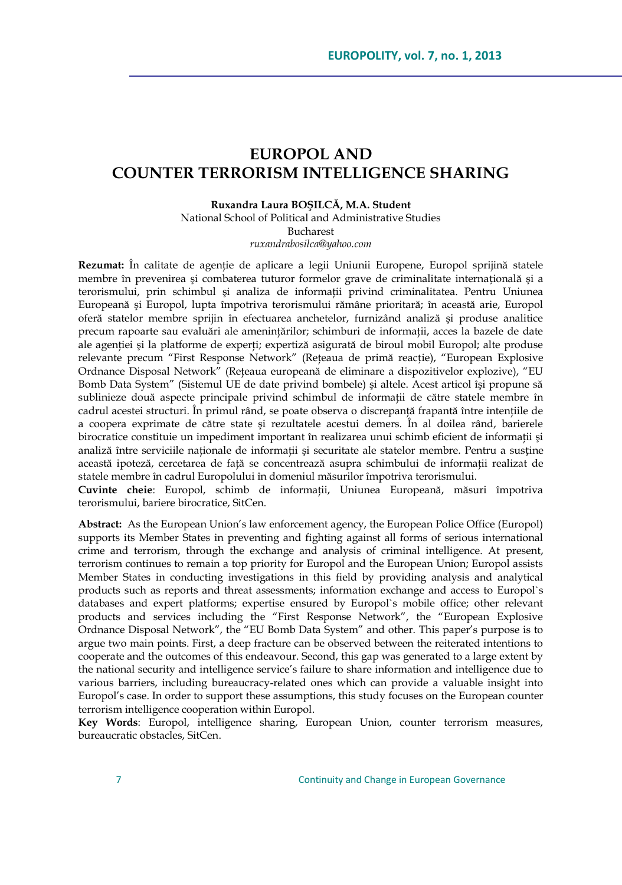# EUROPOL AND COUNTER TERRORISM INTELLIGENCE SHARING

**Ruxandra Laura BOŞILCĂ, M.A. Student**
National School of Political and Administrative Studies
Bucharest
*ruxandrabosilca@yahoo.com*

**Rezumat:** În calitate de agenție de aplicare a legii Uniunii Europene, Europol sprijină statele membre în prevenirea şi combaterea tuturor formelor grave de criminalitate internațională şi a terorismului, prin schimbul şi analiza de informații privind criminalitatea. Pentru Uniunea Europeană şi Europol, lupta împotriva terorismului rămâne prioritară; în această arie, Europol oferă statelor membre sprijin în efectuarea anchetelor, furnizând analiză şi produse analitice precum rapoarte sau evaluări ale amenințărilor; schimburi de informații, acces la bazele de date ale agenției şi la platforme de experți; expertiză asigurată de biroul mobil Europol; alte produse relevante precum "First Response Network" (Rețeaua de primă reacție), "European Explosive Ordnance Disposal Network" (Rețeaua europeană de eliminare a dispozitivelor explozive), "EU Bomb Data System" (Sistemul UE de date privind bombele) şi altele. Acest articol îşi propune să sublinieze două aspecte principale privind schimbul de informații de către statele membre în cadrul acestei structuri. În primul rând, se poate observa o discrepanță frapantă între intențiile de a coopera exprimate de către state şi rezultatele acestui demers. În al doilea rând, barierele birocratice constituie un impediment important în realizarea unui schimb eficient de informații şi analiză între serviciile naționale de informații şi securitate ale statelor membre. Pentru a susține această ipoteză, cercetarea de față se concentrează asupra schimbului de informații realizat de statele membre în cadrul Europolului în domeniul măsurilor împotriva terorismului.

**Cuvinte cheie**: Europol, schimb de informații, Uniunea Europeană, măsuri împotriva terorismului, bariere birocratice, SitCen.

**Abstract:** As the European Union's law enforcement agency, the European Police Office (Europol) supports its Member States in preventing and fighting against all forms of serious international crime and terrorism, through the exchange and analysis of criminal intelligence. At present, terrorism continues to remain a top priority for Europol and the European Union; Europol assists Member States in conducting investigations in this field by providing analysis and analytical products such as reports and threat assessments; information exchange and access to Europol`s databases and expert platforms; expertise ensured by Europol`s mobile office; other relevant products and services including the "First Response Network", the "European Explosive Ordnance Disposal Network", the "EU Bomb Data System" and other. This paper's purpose is to argue two main points. First, a deep fracture can be observed between the reiterated intentions to cooperate and the outcomes of this endeavour. Second, this gap was generated to a large extent by the national security and intelligence service's failure to share information and intelligence due to various barriers, including bureaucracy-related ones which can provide a valuable insight into Europol's case. In order to support these assumptions, this study focuses on the European counter terrorism intelligence cooperation within Europol.

**Key Words**: Europol, intelligence sharing, European Union, counter terrorism measures, bureaucratic obstacles, SitCen.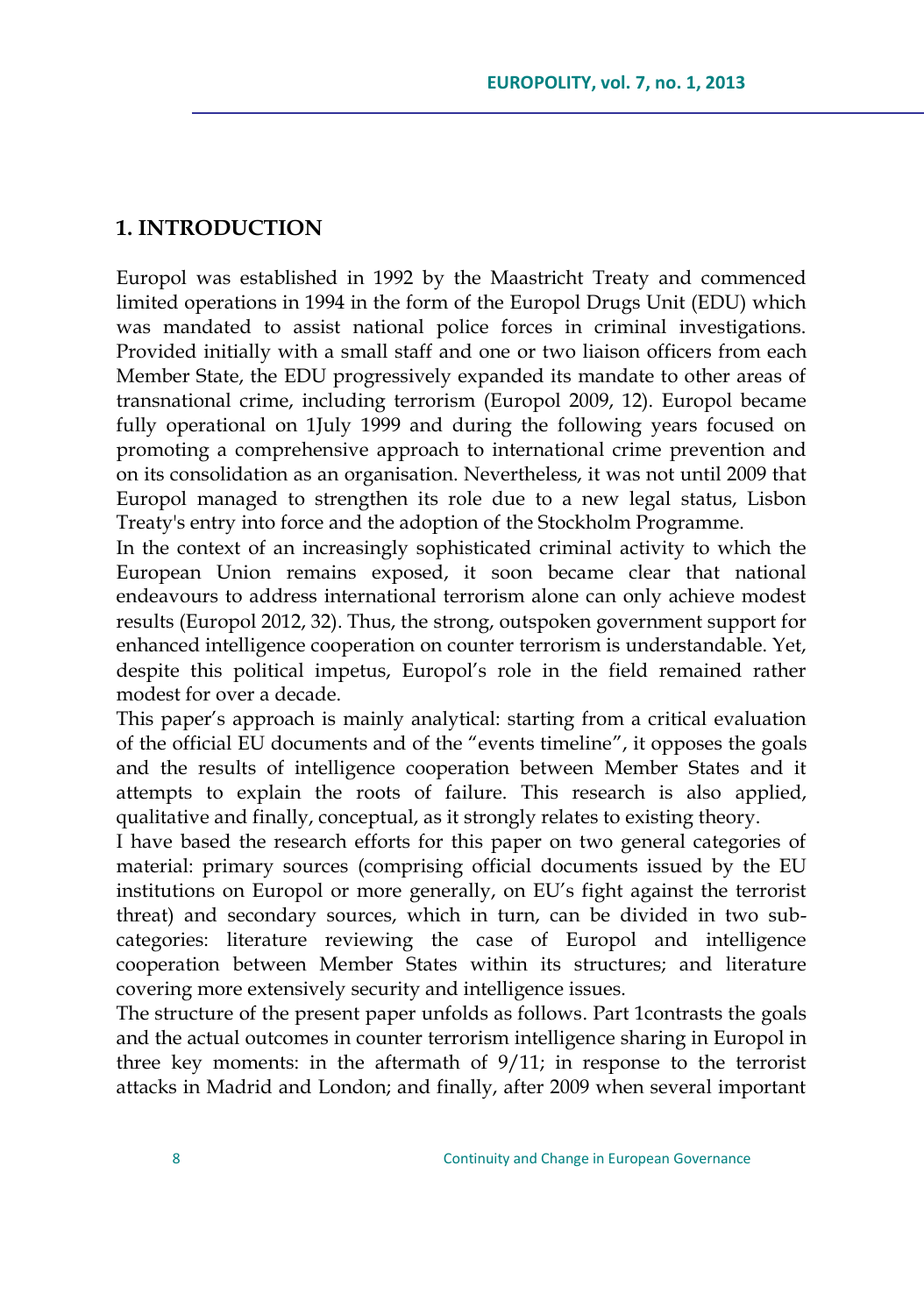## 1. INTRODUCTION

Europol was established in 1992 by the Maastricht Treaty and commenced limited operations in 1994 in the form of the Europol Drugs Unit (EDU) which was mandated to assist national police forces in criminal investigations. Provided initially with a small staff and one or two liaison officers from each Member State, the EDU progressively expanded its mandate to other areas of transnational crime, including terrorism (Europol 2009, 12). Europol became fully operational on 1July 1999 and during the following years focused on promoting a comprehensive approach to international crime prevention and on its consolidation as an organisation. Nevertheless, it was not until 2009 that Europol managed to strengthen its role due to a new legal status, Lisbon Treaty's entry into force and the adoption of the Stockholm Programme.

In the context of an increasingly sophisticated criminal activity to which the European Union remains exposed, it soon became clear that national endeavours to address international terrorism alone can only achieve modest results (Europol 2012, 32). Thus, the strong, outspoken government support for enhanced intelligence cooperation on counter terrorism is understandable. Yet, despite this political impetus, Europol's role in the field remained rather modest for over a decade.

This paper's approach is mainly analytical: starting from a critical evaluation of the official EU documents and of the "events timeline", it opposes the goals and the results of intelligence cooperation between Member States and it attempts to explain the roots of failure. This research is also applied, qualitative and finally, conceptual, as it strongly relates to existing theory.

I have based the research efforts for this paper on two general categories of material: primary sources (comprising official documents issued by the EU institutions on Europol or more generally, on EU's fight against the terrorist threat) and secondary sources, which in turn, can be divided in two sub-categories: literature reviewing the case of Europol and intelligence cooperation between Member States within its structures; and literature covering more extensively security and intelligence issues.

The structure of the present paper unfolds as follows. Part 1contrasts the goals and the actual outcomes in counter terrorism intelligence sharing in Europol in three key moments: in the aftermath of 9/11; in response to the terrorist attacks in Madrid and London; and finally, after 2009 when several important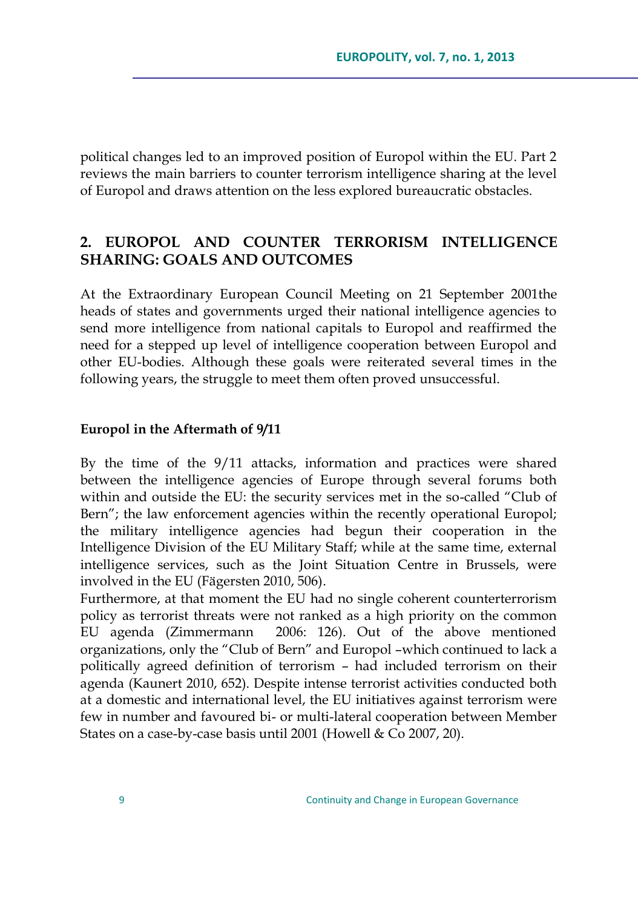political changes led to an improved position of Europol within the EU. Part 2 reviews the main barriers to counter terrorism intelligence sharing at the level of Europol and draws attention on the less explored bureaucratic obstacles.

## 2. EUROPOL AND COUNTER TERRORISM INTELLIGENCE SHARING: GOALS AND OUTCOMES

At the Extraordinary European Council Meeting on 21 September 2001the heads of states and governments urged their national intelligence agencies to send more intelligence from national capitals to Europol and reaffirmed the need for a stepped up level of intelligence cooperation between Europol and other EU-bodies. Although these goals were reiterated several times in the following years, the struggle to meet them often proved unsuccessful.

### Europol in the Aftermath of 9/11

By the time of the 9/11 attacks, information and practices were shared between the intelligence agencies of Europe through several forums both within and outside the EU: the security services met in the so-called "Club of Bern"; the law enforcement agencies within the recently operational Europol; the military intelligence agencies had begun their cooperation in the Intelligence Division of the EU Military Staff; while at the same time, external intelligence services, such as the Joint Situation Centre in Brussels, were involved in the EU (Fägersten 2010, 506).

Furthermore, at that moment the EU had no single coherent counterterrorism policy as terrorist threats were not ranked as a high priority on the common EU agenda (Zimmermann 2006: 126). Out of the above mentioned organizations, only the "Club of Bern" and Europol –which continued to lack a politically agreed definition of terrorism – had included terrorism on their agenda (Kaunert 2010, 652). Despite intense terrorist activities conducted both at a domestic and international level, the EU initiatives against terrorism were few in number and favoured bi- or multi-lateral cooperation between Member States on a case-by-case basis until 2001 (Howell & Co 2007, 20).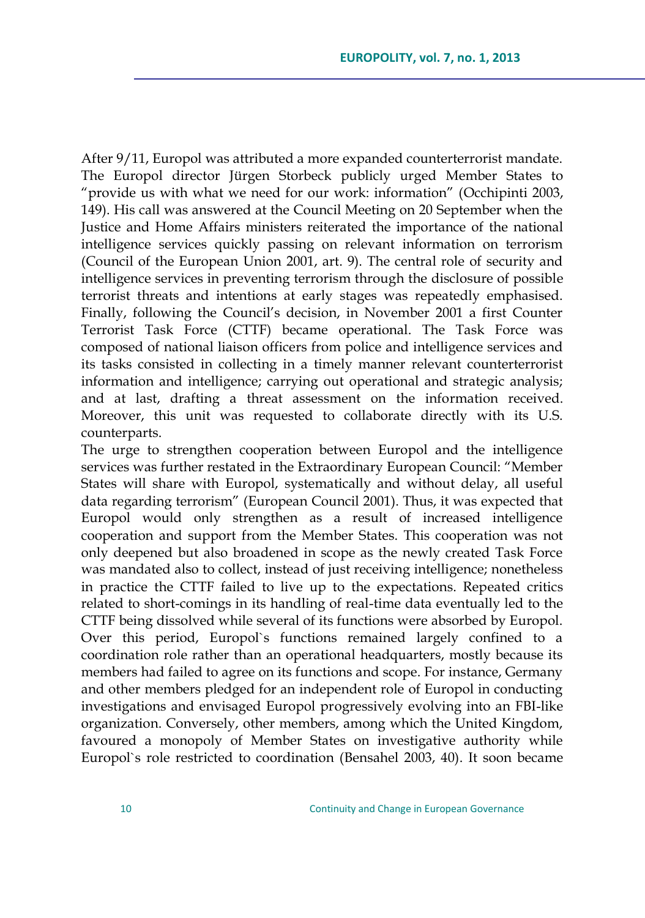After 9/11, Europol was attributed a more expanded counterterrorist mandate. The Europol director Jürgen Storbeck publicly urged Member States to "provide us with what we need for our work: information" (Occhipinti 2003, 149). His call was answered at the Council Meeting on 20 September when the Justice and Home Affairs ministers reiterated the importance of the national intelligence services quickly passing on relevant information on terrorism (Council of the European Union 2001, art. 9). The central role of security and intelligence services in preventing terrorism through the disclosure of possible terrorist threats and intentions at early stages was repeatedly emphasised. Finally, following the Council's decision, in November 2001 a first Counter Terrorist Task Force (CTTF) became operational. The Task Force was composed of national liaison officers from police and intelligence services and its tasks consisted in collecting in a timely manner relevant counterterrorist information and intelligence; carrying out operational and strategic analysis; and at last, drafting a threat assessment on the information received. Moreover, this unit was requested to collaborate directly with its U.S. counterparts.

The urge to strengthen cooperation between Europol and the intelligence services was further restated in the Extraordinary European Council: "Member States will share with Europol, systematically and without delay, all useful data regarding terrorism" (European Council 2001). Thus, it was expected that Europol would only strengthen as a result of increased intelligence cooperation and support from the Member States. This cooperation was not only deepened but also broadened in scope as the newly created Task Force was mandated also to collect, instead of just receiving intelligence; nonetheless in practice the CTTF failed to live up to the expectations. Repeated critics related to short-comings in its handling of real-time data eventually led to the CTTF being dissolved while several of its functions were absorbed by Europol. Over this period, Europol`s functions remained largely confined to a coordination role rather than an operational headquarters, mostly because its members had failed to agree on its functions and scope. For instance, Germany and other members pledged for an independent role of Europol in conducting investigations and envisaged Europol progressively evolving into an FBI-like organization. Conversely, other members, among which the United Kingdom, favoured a monopoly of Member States on investigative authority while Europol`s role restricted to coordination (Bensahel 2003, 40). It soon became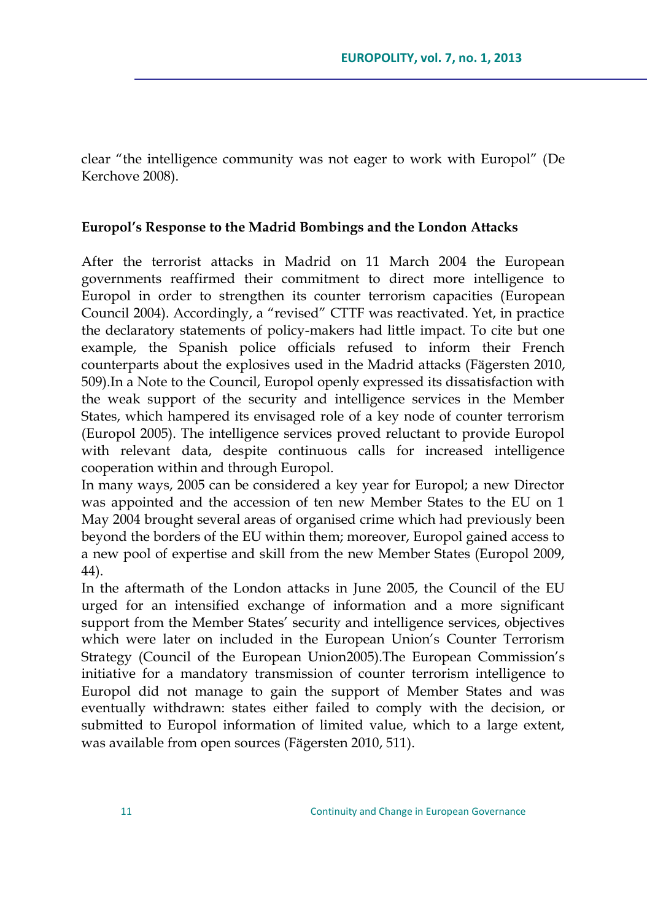clear "the intelligence community was not eager to work with Europol" (De Kerchove 2008).

**Europol's Response to the Madrid Bombings and the London Attacks**

After the terrorist attacks in Madrid on 11 March 2004 the European governments reaffirmed their commitment to direct more intelligence to Europol in order to strengthen its counter terrorism capacities (European Council 2004). Accordingly, a "revised" CTTF was reactivated. Yet, in practice the declaratory statements of policy-makers had little impact. To cite but one example, the Spanish police officials refused to inform their French counterparts about the explosives used in the Madrid attacks (Fägersten 2010, 509).In a Note to the Council, Europol openly expressed its dissatisfaction with the weak support of the security and intelligence services in the Member States, which hampered its envisaged role of a key node of counter terrorism (Europol 2005). The intelligence services proved reluctant to provide Europol with relevant data, despite continuous calls for increased intelligence cooperation within and through Europol.

In many ways, 2005 can be considered a key year for Europol; a new Director was appointed and the accession of ten new Member States to the EU on 1 May 2004 brought several areas of organised crime which had previously been beyond the borders of the EU within them; moreover, Europol gained access to a new pool of expertise and skill from the new Member States (Europol 2009, 44).

In the aftermath of the London attacks in June 2005, the Council of the EU urged for an intensified exchange of information and a more significant support from the Member States' security and intelligence services, objectives which were later on included in the European Union's Counter Terrorism Strategy (Council of the European Union2005).The European Commission's initiative for a mandatory transmission of counter terrorism intelligence to Europol did not manage to gain the support of Member States and was eventually withdrawn: states either failed to comply with the decision, or submitted to Europol information of limited value, which to a large extent, was available from open sources (Fägersten 2010, 511).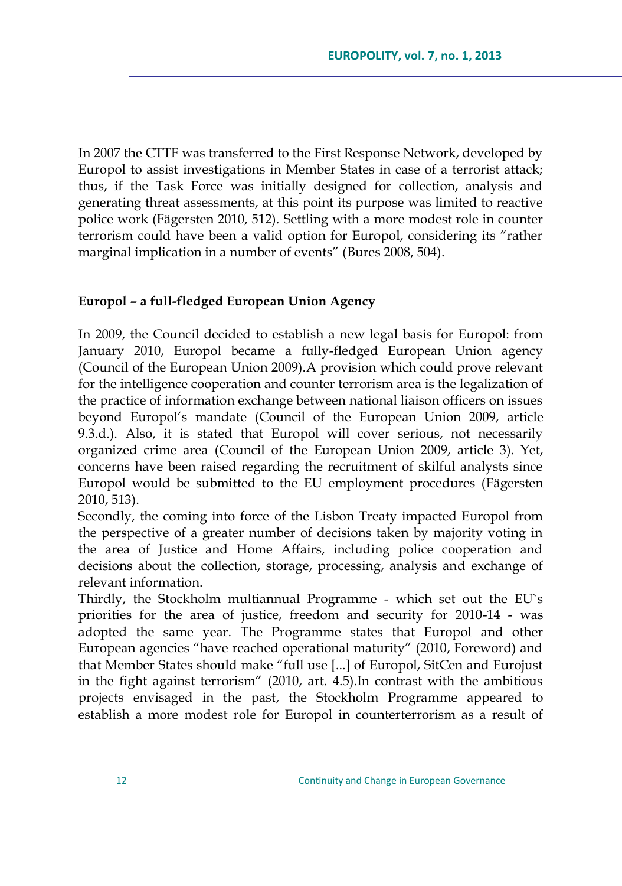In 2007 the CTTF was transferred to the First Response Network, developed by Europol to assist investigations in Member States in case of a terrorist attack; thus, if the Task Force was initially designed for collection, analysis and generating threat assessments, at this point its purpose was limited to reactive police work (Fägersten 2010, 512). Settling with a more modest role in counter terrorism could have been a valid option for Europol, considering its "rather marginal implication in a number of events" (Bures 2008, 504).

**Europol – a full-fledged European Union Agency**

In 2009, the Council decided to establish a new legal basis for Europol: from January 2010, Europol became a fully-fledged European Union agency (Council of the European Union 2009).A provision which could prove relevant for the intelligence cooperation and counter terrorism area is the legalization of the practice of information exchange between national liaison officers on issues beyond Europol's mandate (Council of the European Union 2009, article 9.3.d.). Also, it is stated that Europol will cover serious, not necessarily organized crime area (Council of the European Union 2009, article 3). Yet, concerns have been raised regarding the recruitment of skilful analysts since Europol would be submitted to the EU employment procedures (Fägersten 2010, 513).

Secondly, the coming into force of the Lisbon Treaty impacted Europol from the perspective of a greater number of decisions taken by majority voting in the area of Justice and Home Affairs, including police cooperation and decisions about the collection, storage, processing, analysis and exchange of relevant information.

Thirdly, the Stockholm multiannual Programme - which set out the EU`s priorities for the area of justice, freedom and security for 2010-14 - was adopted the same year. The Programme states that Europol and other European agencies "have reached operational maturity" (2010, Foreword) and that Member States should make "full use [...] of Europol, SitCen and Eurojust in the fight against terrorism" (2010, art. 4.5).In contrast with the ambitious projects envisaged in the past, the Stockholm Programme appeared to establish a more modest role for Europol in counterterrorism as a result of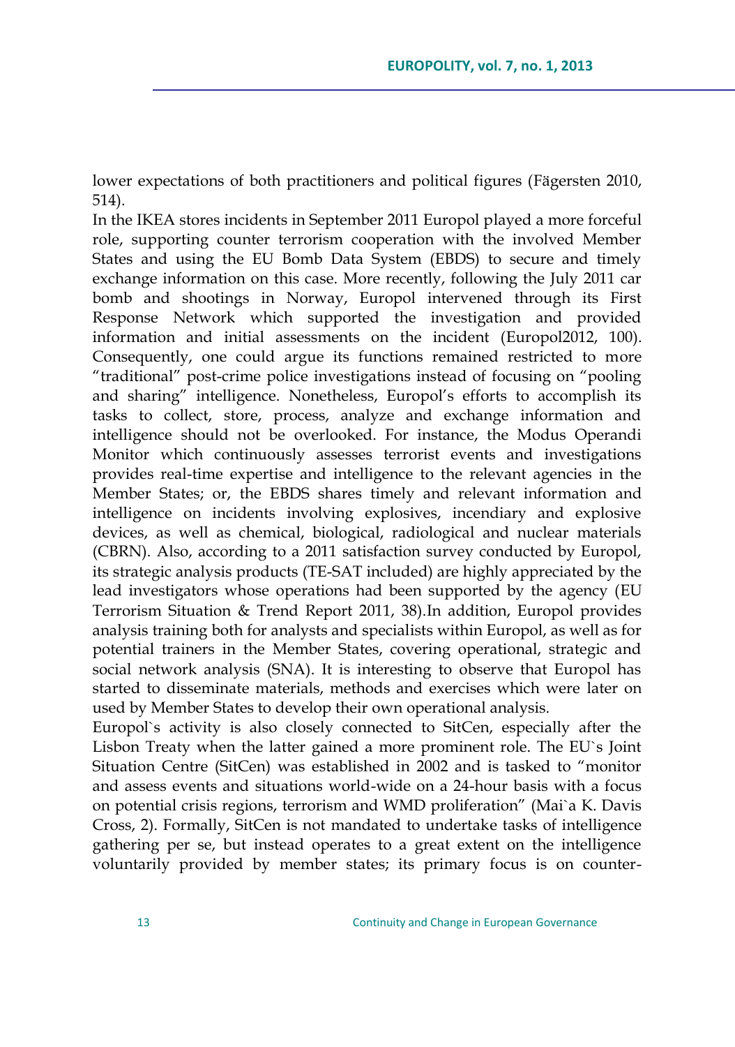lower expectations of both practitioners and political figures (Fägersten 2010, 514).

In the IKEA stores incidents in September 2011 Europol played a more forceful role, supporting counter terrorism cooperation with the involved Member States and using the EU Bomb Data System (EBDS) to secure and timely exchange information on this case. More recently, following the July 2011 car bomb and shootings in Norway, Europol intervened through its First Response Network which supported the investigation and provided information and initial assessments on the incident (Europol2012, 100). Consequently, one could argue its functions remained restricted to more "traditional" post-crime police investigations instead of focusing on "pooling and sharing" intelligence. Nonetheless, Europol's efforts to accomplish its tasks to collect, store, process, analyze and exchange information and intelligence should not be overlooked. For instance, the Modus Operandi Monitor which continuously assesses terrorist events and investigations provides real-time expertise and intelligence to the relevant agencies in the Member States; or, the EBDS shares timely and relevant information and intelligence on incidents involving explosives, incendiary and explosive devices, as well as chemical, biological, radiological and nuclear materials (CBRN). Also, according to a 2011 satisfaction survey conducted by Europol, its strategic analysis products (TE-SAT included) are highly appreciated by the lead investigators whose operations had been supported by the agency (EU Terrorism Situation & Trend Report 2011, 38).In addition, Europol provides analysis training both for analysts and specialists within Europol, as well as for potential trainers in the Member States, covering operational, strategic and social network analysis (SNA). It is interesting to observe that Europol has started to disseminate materials, methods and exercises which were later on used by Member States to develop their own operational analysis.

Europol`s activity is also closely connected to SitCen, especially after the Lisbon Treaty when the latter gained a more prominent role. The EU`s Joint Situation Centre (SitCen) was established in 2002 and is tasked to "monitor and assess events and situations world-wide on a 24-hour basis with a focus on potential crisis regions, terrorism and WMD proliferation" (Mai`a K. Davis Cross, 2). Formally, SitCen is not mandated to undertake tasks of intelligence gathering per se, but instead operates to a great extent on the intelligence voluntarily provided by member states; its primary focus is on counter-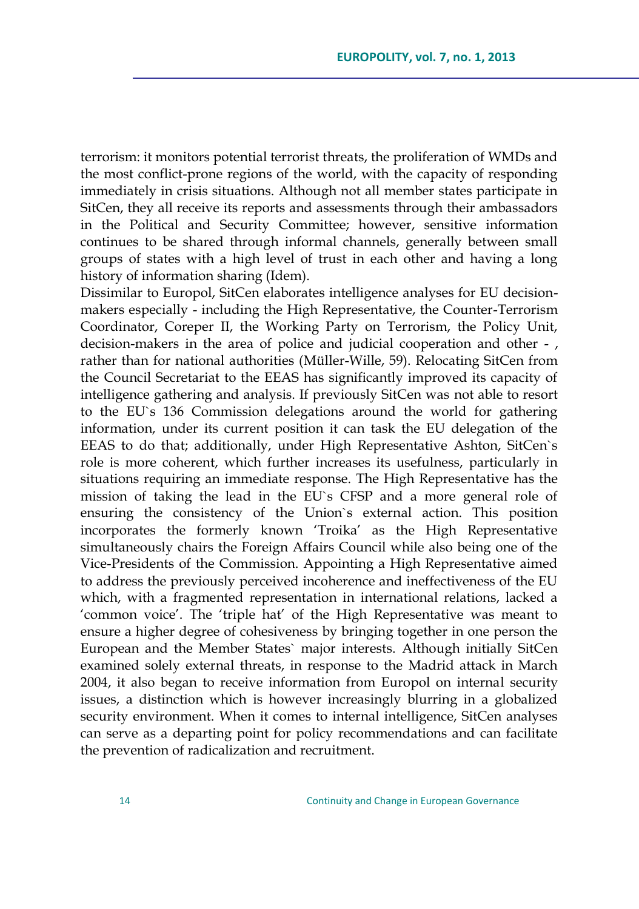terrorism: it monitors potential terrorist threats, the proliferation of WMDs and the most conflict-prone regions of the world, with the capacity of responding immediately in crisis situations. Although not all member states participate in SitCen, they all receive its reports and assessments through their ambassadors in the Political and Security Committee; however, sensitive information continues to be shared through informal channels, generally between small groups of states with a high level of trust in each other and having a long history of information sharing (Idem).

Dissimilar to Europol, SitCen elaborates intelligence analyses for EU decision-makers especially - including the High Representative, the Counter-Terrorism Coordinator, Coreper II, the Working Party on Terrorism, the Policy Unit, decision-makers in the area of police and judicial cooperation and other - , rather than for national authorities (Müller-Wille, 59). Relocating SitCen from the Council Secretariat to the EEAS has significantly improved its capacity of intelligence gathering and analysis. If previously SitCen was not able to resort to the EU`s 136 Commission delegations around the world for gathering information, under its current position it can task the EU delegation of the EEAS to do that; additionally, under High Representative Ashton, SitCen`s role is more coherent, which further increases its usefulness, particularly in situations requiring an immediate response. The High Representative has the mission of taking the lead in the EU`s CFSP and a more general role of ensuring the consistency of the Union`s external action. This position incorporates the formerly known 'Troika' as the High Representative simultaneously chairs the Foreign Affairs Council while also being one of the Vice-Presidents of the Commission. Appointing a High Representative aimed to address the previously perceived incoherence and ineffectiveness of the EU which, with a fragmented representation in international relations, lacked a 'common voice'. The 'triple hat' of the High Representative was meant to ensure a higher degree of cohesiveness by bringing together in one person the European and the Member States` major interests. Although initially SitCen examined solely external threats, in response to the Madrid attack in March 2004, it also began to receive information from Europol on internal security issues, a distinction which is however increasingly blurring in a globalized security environment. When it comes to internal intelligence, SitCen analyses can serve as a departing point for policy recommendations and can facilitate the prevention of radicalization and recruitment.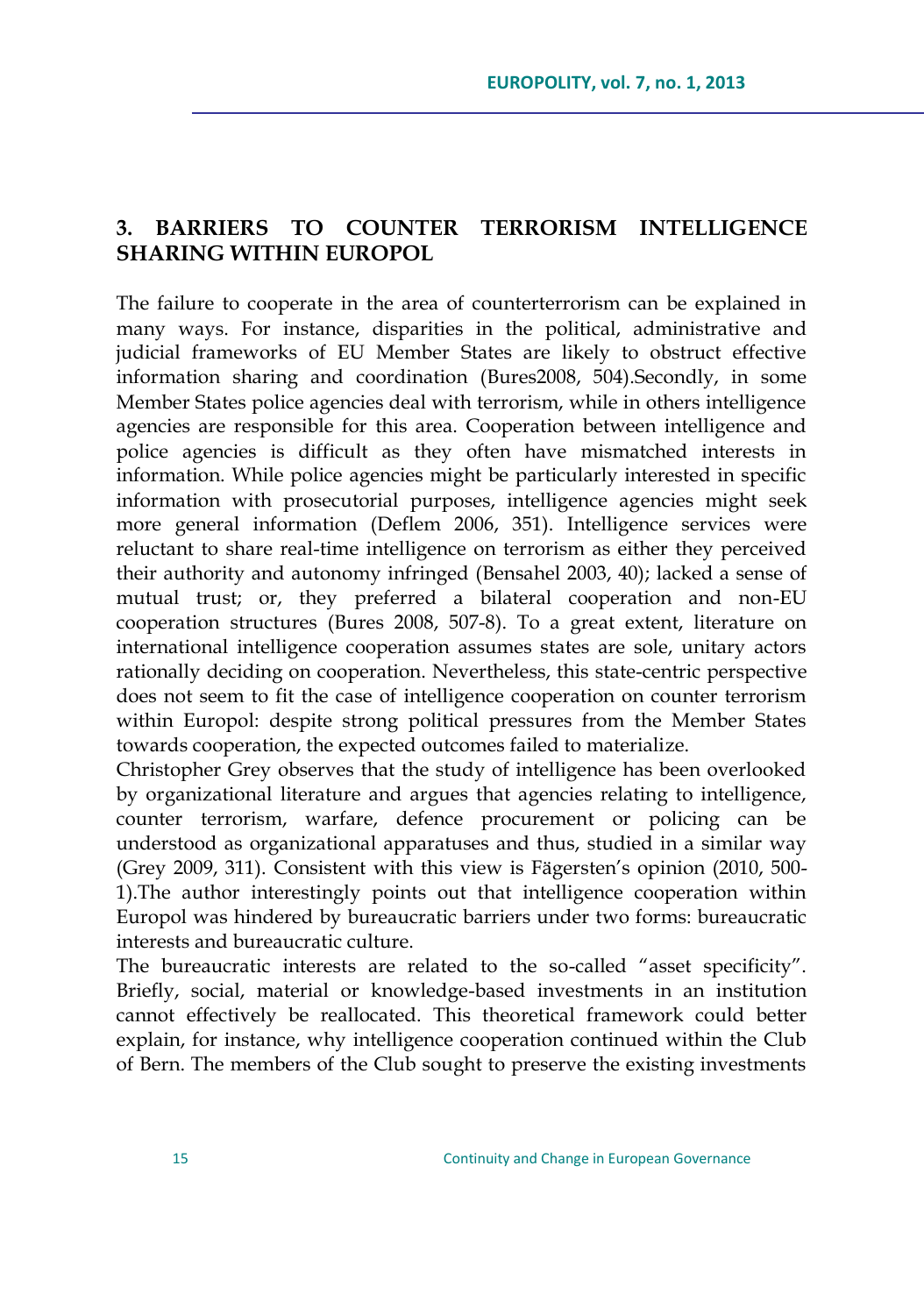## 3. BARRIERS TO COUNTER TERRORISM INTELLIGENCE SHARING WITHIN EUROPOL

The failure to cooperate in the area of counterterrorism can be explained in many ways. For instance, disparities in the political, administrative and judicial frameworks of EU Member States are likely to obstruct effective information sharing and coordination (Bures2008, 504).Secondly, in some Member States police agencies deal with terrorism, while in others intelligence agencies are responsible for this area. Cooperation between intelligence and police agencies is difficult as they often have mismatched interests in information. While police agencies might be particularly interested in specific information with prosecutorial purposes, intelligence agencies might seek more general information (Deflem 2006, 351). Intelligence services were reluctant to share real-time intelligence on terrorism as either they perceived their authority and autonomy infringed (Bensahel 2003, 40); lacked a sense of mutual trust; or, they preferred a bilateral cooperation and non-EU cooperation structures (Bures 2008, 507-8). To a great extent, literature on international intelligence cooperation assumes states are sole, unitary actors rationally deciding on cooperation. Nevertheless, this state-centric perspective does not seem to fit the case of intelligence cooperation on counter terrorism within Europol: despite strong political pressures from the Member States towards cooperation, the expected outcomes failed to materialize.

Christopher Grey observes that the study of intelligence has been overlooked by organizational literature and argues that agencies relating to intelligence, counter terrorism, warfare, defence procurement or policing can be understood as organizational apparatuses and thus, studied in a similar way (Grey 2009, 311). Consistent with this view is Fägersten's opinion (2010, 500-1).The author interestingly points out that intelligence cooperation within Europol was hindered by bureaucratic barriers under two forms: bureaucratic interests and bureaucratic culture.

The bureaucratic interests are related to the so-called "asset specificity". Briefly, social, material or knowledge-based investments in an institution cannot effectively be reallocated. This theoretical framework could better explain, for instance, why intelligence cooperation continued within the Club of Bern. The members of the Club sought to preserve the existing investments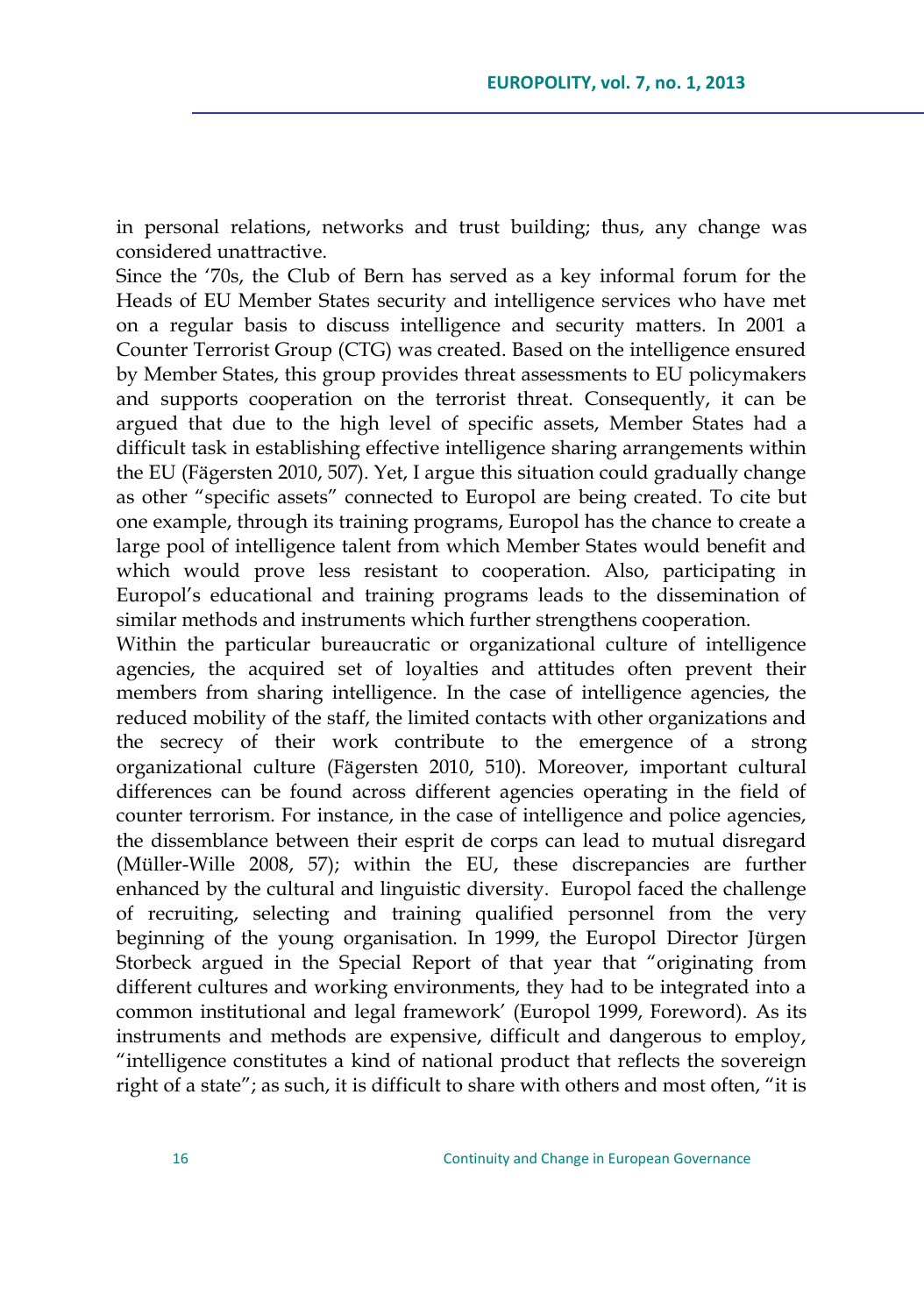in personal relations, networks and trust building; thus, any change was considered unattractive.

Since the '70s, the Club of Bern has served as a key informal forum for the Heads of EU Member States security and intelligence services who have met on a regular basis to discuss intelligence and security matters. In 2001 a Counter Terrorist Group (CTG) was created. Based on the intelligence ensured by Member States, this group provides threat assessments to EU policymakers and supports cooperation on the terrorist threat. Consequently, it can be argued that due to the high level of specific assets, Member States had a difficult task in establishing effective intelligence sharing arrangements within the EU (Fägersten 2010, 507). Yet, I argue this situation could gradually change as other "specific assets" connected to Europol are being created. To cite but one example, through its training programs, Europol has the chance to create a large pool of intelligence talent from which Member States would benefit and which would prove less resistant to cooperation. Also, participating in Europol's educational and training programs leads to the dissemination of similar methods and instruments which further strengthens cooperation.

Within the particular bureaucratic or organizational culture of intelligence agencies, the acquired set of loyalties and attitudes often prevent their members from sharing intelligence. In the case of intelligence agencies, the reduced mobility of the staff, the limited contacts with other organizations and the secrecy of their work contribute to the emergence of a strong organizational culture (Fägersten 2010, 510). Moreover, important cultural differences can be found across different agencies operating in the field of counter terrorism. For instance, in the case of intelligence and police agencies, the dissemblance between their esprit de corps can lead to mutual disregard (Müller-Wille 2008, 57); within the EU, these discrepancies are further enhanced by the cultural and linguistic diversity. Europol faced the challenge of recruiting, selecting and training qualified personnel from the very beginning of the young organisation. In 1999, the Europol Director Jürgen Storbeck argued in the Special Report of that year that "originating from different cultures and working environments, they had to be integrated into a common institutional and legal framework' (Europol 1999, Foreword). As its instruments and methods are expensive, difficult and dangerous to employ, "intelligence constitutes a kind of national product that reflects the sovereign right of a state"; as such, it is difficult to share with others and most often, "it is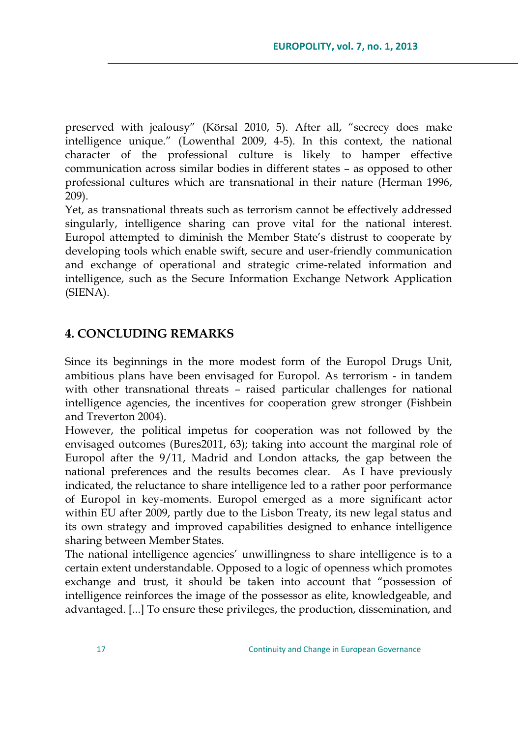preserved with jealousy" (Körsal 2010, 5). After all, "secrecy does make intelligence unique." (Lowenthal 2009, 4-5). In this context, the national character of the professional culture is likely to hamper effective communication across similar bodies in different states – as opposed to other professional cultures which are transnational in their nature (Herman 1996, 209).

Yet, as transnational threats such as terrorism cannot be effectively addressed singularly, intelligence sharing can prove vital for the national interest. Europol attempted to diminish the Member State's distrust to cooperate by developing tools which enable swift, secure and user-friendly communication and exchange of operational and strategic crime-related information and intelligence, such as the Secure Information Exchange Network Application (SIENA).

## 4. CONCLUDING REMARKS

Since its beginnings in the more modest form of the Europol Drugs Unit, ambitious plans have been envisaged for Europol. As terrorism - in tandem with other transnational threats – raised particular challenges for national intelligence agencies, the incentives for cooperation grew stronger (Fishbein and Treverton 2004).

However, the political impetus for cooperation was not followed by the envisaged outcomes (Bures2011, 63); taking into account the marginal role of Europol after the 9/11, Madrid and London attacks, the gap between the national preferences and the results becomes clear. As I have previously indicated, the reluctance to share intelligence led to a rather poor performance of Europol in key-moments. Europol emerged as a more significant actor within EU after 2009, partly due to the Lisbon Treaty, its new legal status and its own strategy and improved capabilities designed to enhance intelligence sharing between Member States.

The national intelligence agencies' unwillingness to share intelligence is to a certain extent understandable. Opposed to a logic of openness which promotes exchange and trust, it should be taken into account that "possession of intelligence reinforces the image of the possessor as elite, knowledgeable, and advantaged. [...] To ensure these privileges, the production, dissemination, and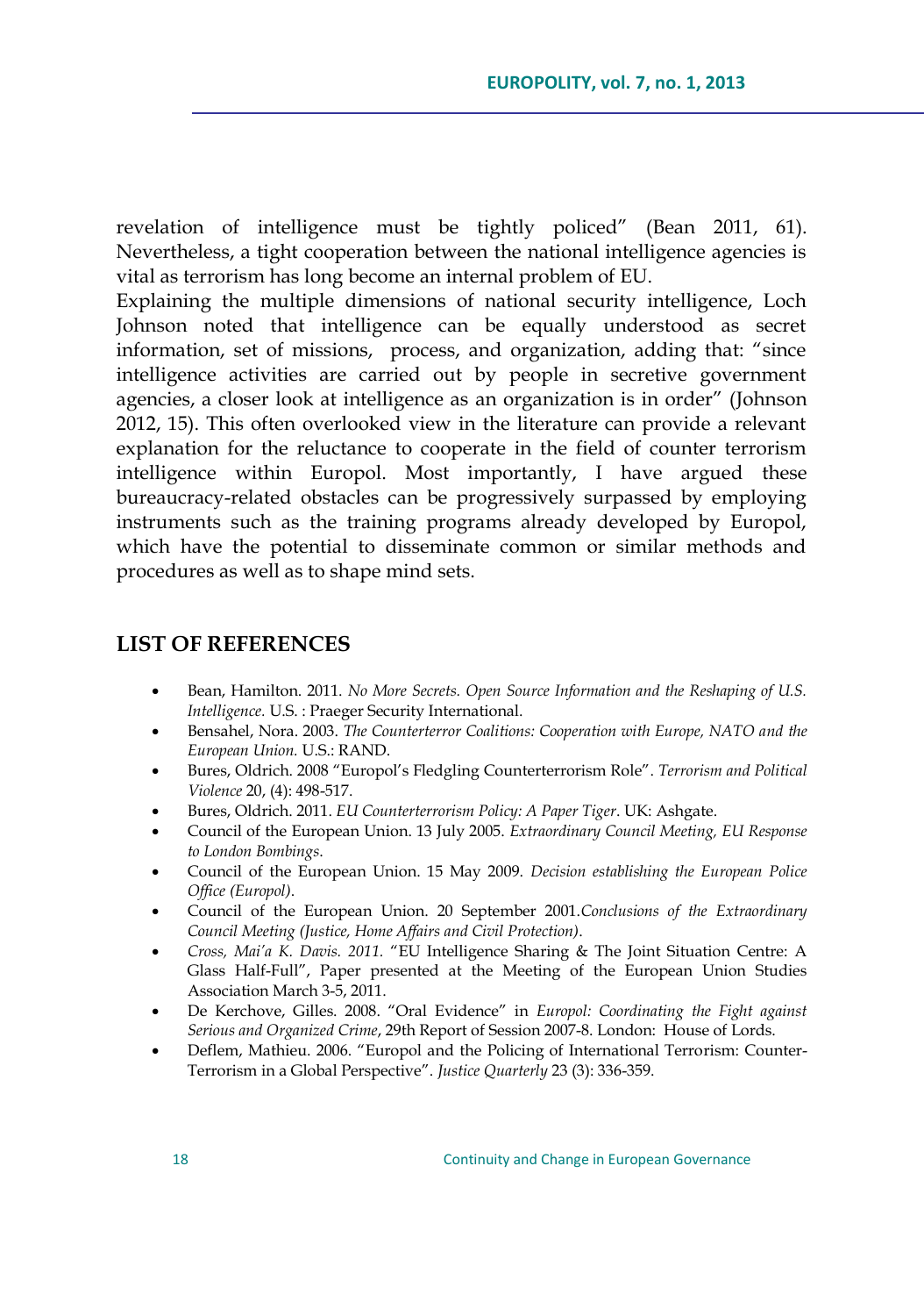revelation of intelligence must be tightly policed" (Bean 2011, 61). Nevertheless, a tight cooperation between the national intelligence agencies is vital as terrorism has long become an internal problem of EU.

Explaining the multiple dimensions of national security intelligence, Loch Johnson noted that intelligence can be equally understood as secret information, set of missions, process, and organization, adding that: "since intelligence activities are carried out by people in secretive government agencies, a closer look at intelligence as an organization is in order" (Johnson 2012, 15). This often overlooked view in the literature can provide a relevant explanation for the reluctance to cooperate in the field of counter terrorism intelligence within Europol. Most importantly, I have argued these bureaucracy-related obstacles can be progressively surpassed by employing instruments such as the training programs already developed by Europol, which have the potential to disseminate common or similar methods and procedures as well as to shape mind sets.

## LIST OF REFERENCES

- Bean, Hamilton. 2011. *No More Secrets. Open Source Information and the Reshaping of U.S. Intelligence.* U.S. : Praeger Security International.
- Bensahel, Nora. 2003. *The Counterterror Coalitions: Cooperation with Europe, NATO and the European Union.* U.S.: RAND.
- Bures, Oldrich. 2008 "Europol's Fledgling Counterterrorism Role". *Terrorism and Political Violence* 20, (4): 498-517.
- Bures, Oldrich. 2011. *EU Counterterrorism Policy: A Paper Tiger*. UK: Ashgate.
- Council of the European Union. 13 July 2005. *Extraordinary Council Meeting, EU Response to London Bombings*.
- Council of the European Union. 15 May 2009. *Decision establishing the European Police Office (Europol)*.
- Council of the European Union. 20 September 2001.*Conclusions of the Extraordinary Council Meeting (Justice, Home Affairs and Civil Protection)*.
- *Cross, Mai'a K. Davis. 2011.* "EU Intelligence Sharing & The Joint Situation Centre: A Glass Half-Full", Paper presented at the Meeting of the European Union Studies Association March 3-5, 2011.
- De Kerchove, Gilles. 2008. "Oral Evidence" in *Europol: Coordinating the Fight against Serious and Organized Crime*, 29th Report of Session 2007-8. London: House of Lords.
- Deflem, Mathieu. 2006. "Europol and the Policing of International Terrorism: Counter-Terrorism in a Global Perspective". *Justice Quarterly* 23 (3): 336-359.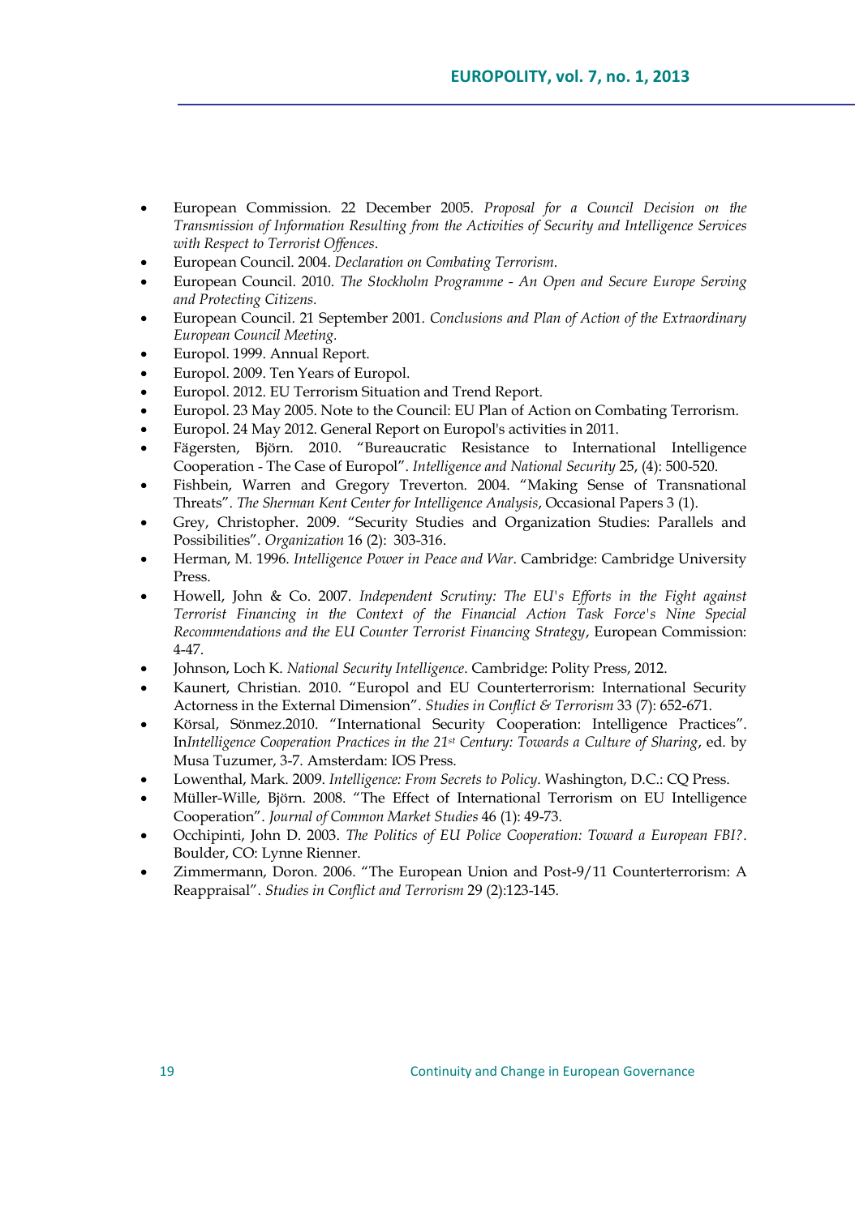- European Commission. 22 December 2005. *Proposal for a Council Decision on the Transmission of Information Resulting from the Activities of Security and Intelligence Services with Respect to Terrorist Offences*.
- European Council. 2004. *Declaration on Combating Terrorism*.
- European Council. 2010. *The Stockholm Programme - An Open and Secure Europe Serving and Protecting Citizens*.
- European Council. 21 September 2001. *Conclusions and Plan of Action of the Extraordinary European Council Meeting*.
- Europol. 1999. Annual Report.
- Europol. 2009. Ten Years of Europol.
- Europol. 2012. EU Terrorism Situation and Trend Report.
- Europol. 23 May 2005. Note to the Council: EU Plan of Action on Combating Terrorism.
- Europol. 24 May 2012. General Report on Europol's activities in 2011.
- Fägersten, Björn. 2010. "Bureaucratic Resistance to International Intelligence Cooperation - The Case of Europol". *Intelligence and National Security* 25, (4): 500-520.
- Fishbein, Warren and Gregory Treverton. 2004. "Making Sense of Transnational Threats". *The Sherman Kent Center for Intelligence Analysis*, Occasional Papers 3 (1).
- Grey, Christopher. 2009. "Security Studies and Organization Studies: Parallels and Possibilities". *Organization* 16 (2): 303-316.
- Herman, M. 1996. *Intelligence Power in Peace and War*. Cambridge: Cambridge University Press.
- Howell, John & Co. 2007. *Independent Scrutiny: The EU's Efforts in the Fight against Terrorist Financing in the Context of the Financial Action Task Force's Nine Special Recommendations and the EU Counter Terrorist Financing Strategy*, European Commission: 4-47.
- Johnson, Loch K. *National Security Intelligence*. Cambridge: Polity Press, 2012.
- Kaunert, Christian. 2010. "Europol and EU Counterterrorism: International Security Actorness in the External Dimension". *Studies in Conflict & Terrorism* 33 (7): 652-671.
- Körsal, Sönmez.2010. "International Security Cooperation: Intelligence Practices". In*Intelligence Cooperation Practices in the 21st Century: Towards a Culture of Sharing*, ed. by Musa Tuzumer, 3-7. Amsterdam: IOS Press.
- Lowenthal, Mark. 2009. *Intelligence: From Secrets to Policy*. Washington, D.C.: CQ Press.
- Müller-Wille, Björn. 2008. "The Effect of International Terrorism on EU Intelligence Cooperation". *Journal of Common Market Studies* 46 (1): 49-73.
- Occhipinti, John D. 2003. *The Politics of EU Police Cooperation: Toward a European FBI?*. Boulder, CO: Lynne Rienner.
- Zimmermann, Doron. 2006. "The European Union and Post-9/11 Counterterrorism: A Reappraisal". *Studies in Conflict and Terrorism* 29 (2):123-145.